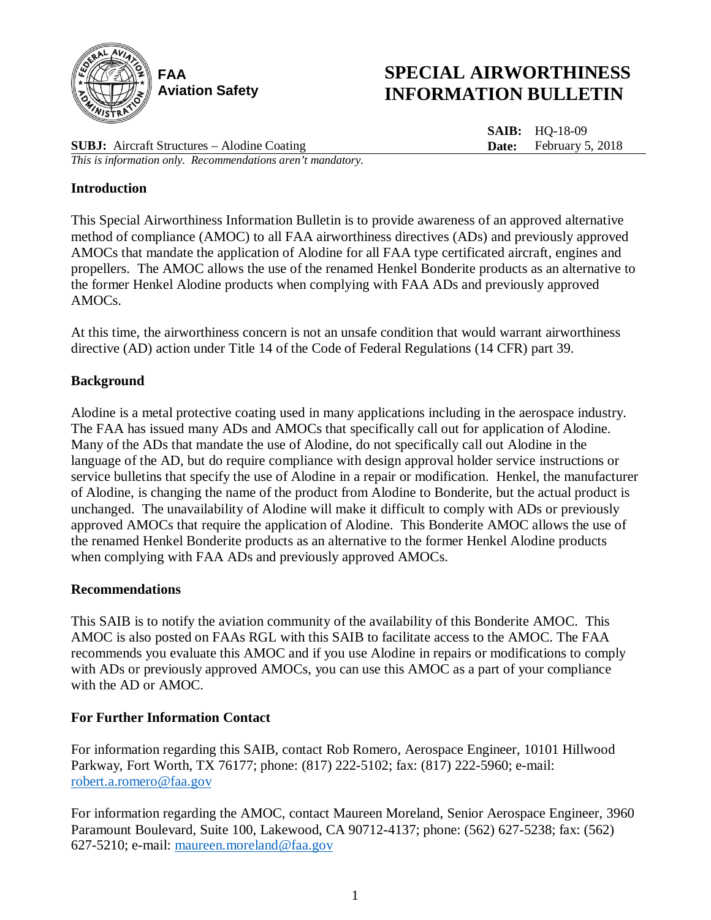**FAA**
**Aviation Safety**

# SPECIAL AIRWORTHINESS INFORMATION BULLETIN

**SAIB:** HQ-18-09
**Date:** February 5, 2018

**SUBJ:** Aircraft Structures – Alodine Coating

*This is information only. Recommendations aren't mandatory.*

## Introduction

This Special Airworthiness Information Bulletin is to provide awareness of an approved alternative method of compliance (AMOC) to all FAA airworthiness directives (ADs) and previously approved AMOCs that mandate the application of Alodine for all FAA type certificated aircraft, engines and propellers. The AMOC allows the use of the renamed Henkel Bonderite products as an alternative to the former Henkel Alodine products when complying with FAA ADs and previously approved AMOCs.

At this time, the airworthiness concern is not an unsafe condition that would warrant airworthiness directive (AD) action under Title 14 of the Code of Federal Regulations (14 CFR) part 39.

## Background

Alodine is a metal protective coating used in many applications including in the aerospace industry. The FAA has issued many ADs and AMOCs that specifically call out for application of Alodine. Many of the ADs that mandate the use of Alodine, do not specifically call out Alodine in the language of the AD, but do require compliance with design approval holder service instructions or service bulletins that specify the use of Alodine in a repair or modification. Henkel, the manufacturer of Alodine, is changing the name of the product from Alodine to Bonderite, but the actual product is unchanged. The unavailability of Alodine will make it difficult to comply with ADs or previously approved AMOCs that require the application of Alodine. This Bonderite AMOC allows the use of the renamed Henkel Bonderite products as an alternative to the former Henkel Alodine products when complying with FAA ADs and previously approved AMOCs.

## Recommendations

This SAIB is to notify the aviation community of the availability of this Bonderite AMOC. This AMOC is also posted on FAAs RGL with this SAIB to facilitate access to the AMOC. The FAA recommends you evaluate this AMOC and if you use Alodine in repairs or modifications to comply with ADs or previously approved AMOCs, you can use this AMOC as a part of your compliance with the AD or AMOC.

## For Further Information Contact

For information regarding this SAIB, contact Rob Romero, Aerospace Engineer, 10101 Hillwood Parkway, Fort Worth, TX 76177; phone: (817) 222-5102; fax: (817) 222-5960; e-mail: robert.a.romero@faa.gov

For information regarding the AMOC, contact Maureen Moreland, Senior Aerospace Engineer, 3960 Paramount Boulevard, Suite 100, Lakewood, CA 90712-4137; phone: (562) 627-5238; fax: (562) 627-5210; e-mail: maureen.moreland@faa.gov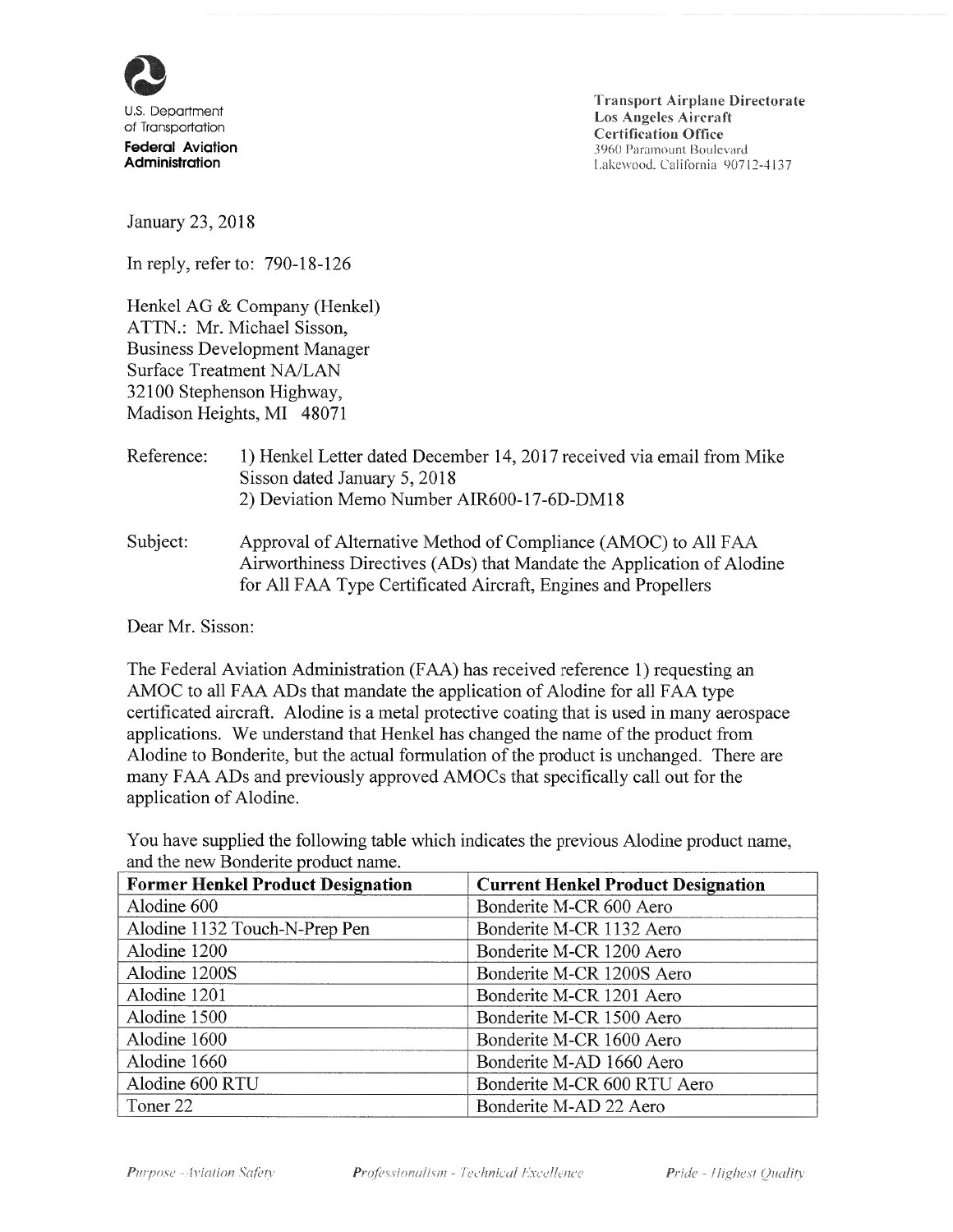U.S. Department of Transportation
**Federal Aviation Administration**

Transport Airplane Directorate
Los Angeles Aircraft Certification Office
3960 Paramount Boulevard
Lakewood, California 90712-4137

January 23, 2018

In reply, refer to: 790-18-126

Henkel AG & Company (Henkel)
ATTN.: Mr. Michael Sisson,
Business Development Manager
Surface Treatment NA/LAN
32100 Stephenson Highway,
Madison Heights, MI 48071

Reference: 1) Henkel Letter dated December 14, 2017 received via email from Mike Sisson dated January 5, 2018
2) Deviation Memo Number AIR600-17-6D-DM18

Subject: Approval of Alternative Method of Compliance (AMOC) to All FAA Airworthiness Directives (ADs) that Mandate the Application of Alodine for All FAA Type Certificated Aircraft, Engines and Propellers

Dear Mr. Sisson:

The Federal Aviation Administration (FAA) has received reference 1) requesting an AMOC to all FAA ADs that mandate the application of Alodine for all FAA type certificated aircraft. Alodine is a metal protective coating that is used in many aerospace applications. We understand that Henkel has changed the name of the product from Alodine to Bonderite, but the actual formulation of the product is unchanged. There are many FAA ADs and previously approved AMOCs that specifically call out for the application of Alodine.

You have supplied the following table which indicates the previous Alodine product name, and the new Bonderite product name.

| Former Henkel Product Designation | Current Henkel Product Designation |
|---|---|
| Alodine 600 | Bonderite M-CR 600 Aero |
| Alodine 1132 Touch-N-Prep Pen | Bonderite M-CR 1132 Aero |
| Alodine 1200 | Bonderite M-CR 1200 Aero |
| Alodine 1200S | Bonderite M-CR 1200S Aero |
| Alodine 1201 | Bonderite M-CR 1201 Aero |
| Alodine 1500 | Bonderite M-CR 1500 Aero |
| Alodine 1600 | Bonderite M-CR 1600 Aero |
| Alodine 1660 | Bonderite M-AD 1660 Aero |
| Alodine 600 RTU | Bonderite M-CR 600 RTU Aero |
| Toner 22 | Bonderite M-AD 22 Aero |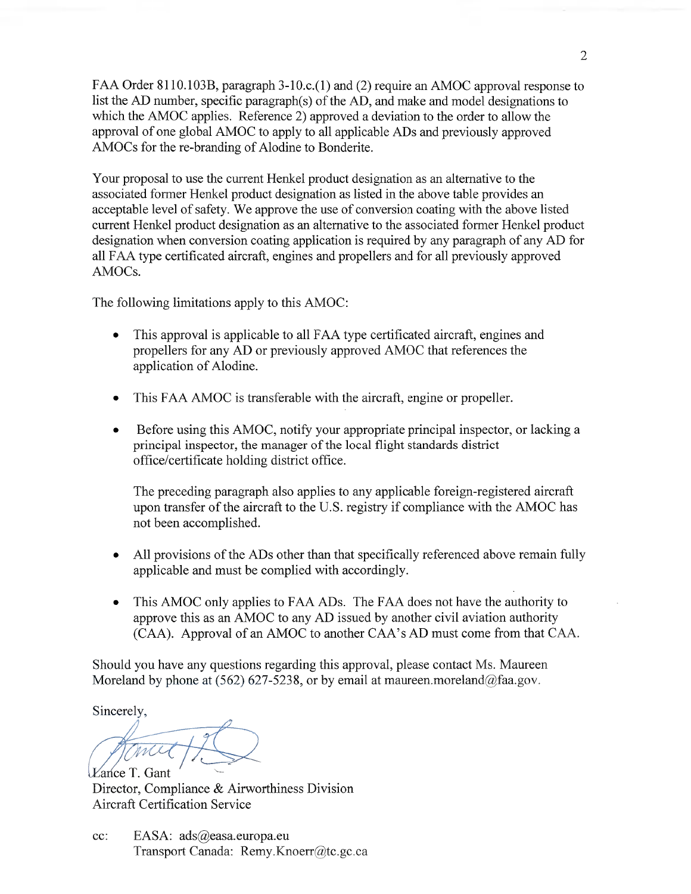FAA Order 8110.103B, paragraph 3-10.c.(1) and (2) require an AMOC approval response to list the AD number, specific paragraph(s) of the AD, and make and model designations to which the AMOC applies. Reference 2) approved a deviation to the order to allow the approval of one global AMOC to apply to all applicable ADs and previously approved AMOCs for the re-branding of Alodine to Bonderite.

Your proposal to use the current Henkel product designation as an alternative to the associated former Henkel product designation as listed in the above table provides an acceptable level of safety. We approve the use of conversion coating with the above listed current Henkel product designation as an alternative to the associated former Henkel product designation when conversion coating application is required by any paragraph of any AD for all FAA type certificated aircraft, engines and propellers and for all previously approved AMOCs.

The following limitations apply to this AMOC:

- This approval is applicable to all FAA type certificated aircraft, engines and propellers for any AD or previously approved AMOC that references the application of Alodine.
- This FAA AMOC is transferable with the aircraft, engine or propeller.
- Before using this AMOC, notify your appropriate principal inspector, or lacking a principal inspector, the manager of the local flight standards district office/certificate holding district office.

  The preceding paragraph also applies to any applicable foreign-registered aircraft upon transfer of the aircraft to the U.S. registry if compliance with the AMOC has not been accomplished.
- All provisions of the ADs other than that specifically referenced above remain fully applicable and must be complied with accordingly.
- This AMOC only applies to FAA ADs. The FAA does not have the authority to approve this as an AMOC to any AD issued by another civil aviation authority (CAA). Approval of an AMOC to another CAA's AD must come from that CAA.

Should you have any questions regarding this approval, please contact Ms. Maureen Moreland by phone at (562) 627-5238, or by email at maureen.moreland@faa.gov.

Sincerely,

Lance T. Gant
Director, Compliance & Airworthiness Division
Aircraft Certification Service

cc: EASA: ads@easa.europa.eu
Transport Canada: Remy.Knoerr@tc.gc.ca